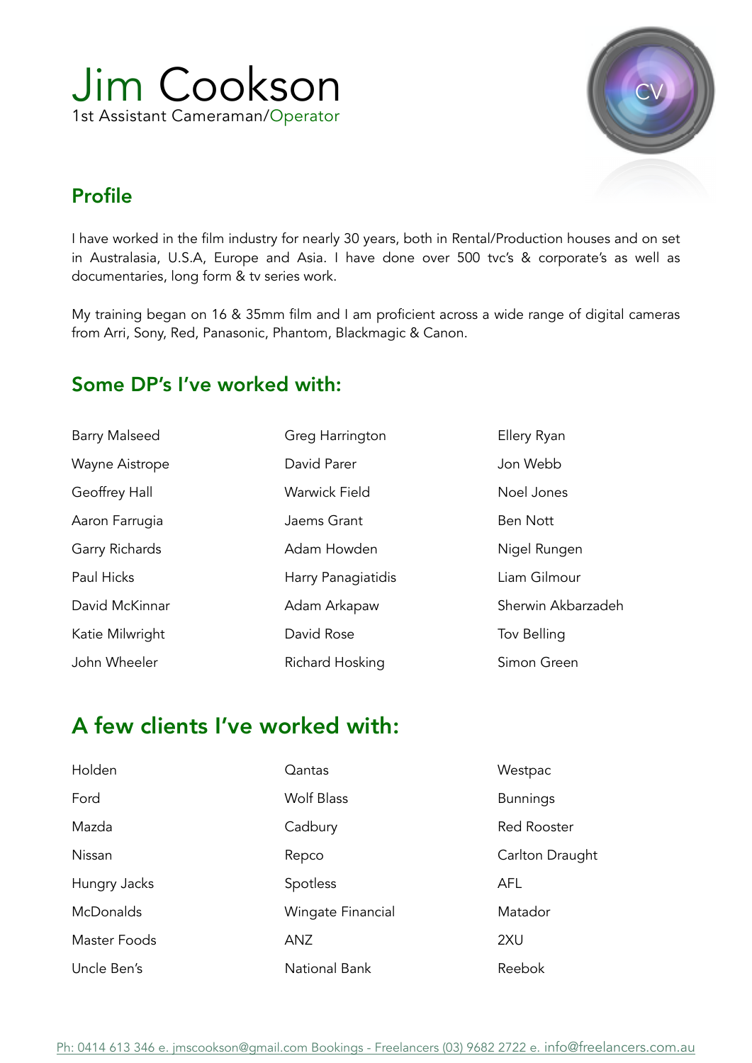# Jim Cookson

1st Assistant Cameraman/Operator

## Profile

I have worked in the film industry for nearly 30 years, both in Rental/Production houses and on set in Australasia, U.S.A, Europe and Asia. I have done over 500 tvc's & corporate's as well as documentaries, long form & tv series work.

My training began on 16 & 35mm film and I am proficient across a wide range of digital cameras from Arri, Sony, Red, Panasonic, Phantom, Blackmagic & Canon.

## Some DP's I've worked with:

- Barry Malseed
- Wayne Aistrope
- Geoffrey Hall
- Aaron Farrugia
- Garry Richards
- Paul Hicks
- David McKinnar
- Katie Milwright
- John Wheeler
- Greg Harrington
- David Parer
- Warwick Field
- Jaems Grant
- Adam Howden
- Harry Panagiatidis
- Adam Arkapaw
- David Rose
- Richard Hosking
- Ellery Ryan
- Jon Webb
- Noel Jones
- Ben Nott
- Nigel Rungen
- Liam Gilmour
- Sherwin Akbarzadeh
- Tov Belling
- Simon Green

## A few clients I've worked with:

- Holden
- Ford
- Mazda
- Nissan
- Hungry Jacks
- McDonalds
- Master Foods
- Uncle Ben's
- Qantas
- Wolf Blass
- Cadbury
- Repco
- Spotless
- Wingate Financial
- ANZ
- National Bank
- Westpac
- Bunnings
- Red Rooster
- Carlton Draught
- AFL
- Matador
- 2XU
- Reebok

Ph: 0414 613 346 e. jmscookson@gmail.com Bookings - Freelancers (03) 9682 2722 e. info@freelancers.com.au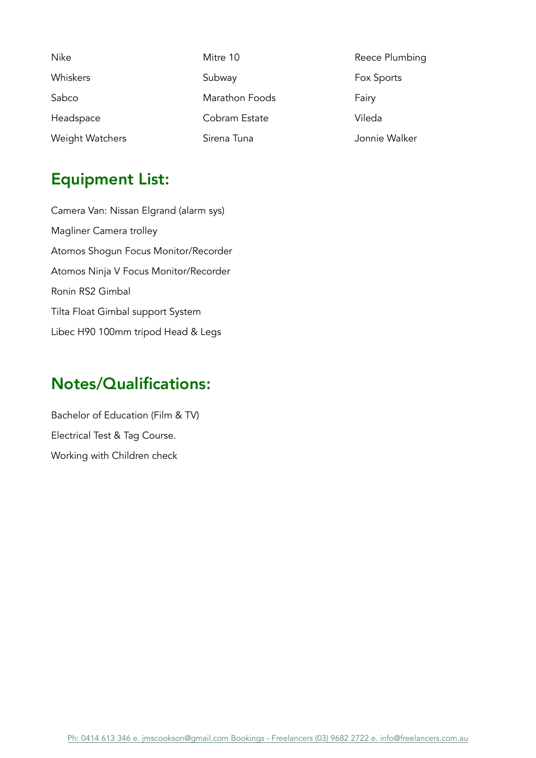| | | |
|---|---|---|
| Nike | Mitre 10 | Reece Plumbing |
| Whiskers | Subway | Fox Sports |
| Sabco | Marathon Foods | Fairy |
| Headspace | Cobram Estate | Vileda |
| Weight Watchers | Sirena Tuna | Jonnie Walker |

## Equipment List:

Camera Van: Nissan Elgrand (alarm sys)

Magliner Camera trolley

Atomos Shogun Focus Monitor/Recorder

Atomos Ninja V Focus Monitor/Recorder

Ronin RS2 Gimbal

Tilta Float Gimbal support System

Libec H90 100mm tripod Head & Legs

## Notes/Qualifications:

Bachelor of Education (Film & TV)

Electrical Test & Tag Course.

Working with Children check